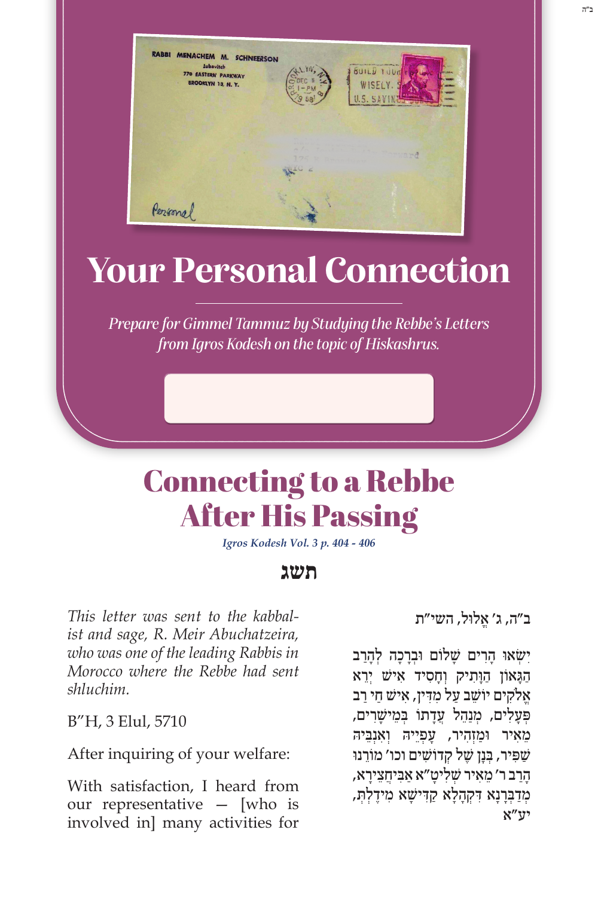# Your Personal Connection

*Prepare for Gimmel Tammuz by Studying the Rebbe's Letters from Igros Kodesh on the topic of Hiskashrus.*

# Connecting to a Rebbe After His Passing

*Igros Kodesh Vol. 3 p. 404 - 406*

## תשג

*This letter was sent to the kabbalist and sage, R. Meir Abuchatzeira, who was one of the leading Rabbis in Morocco where the Rebbe had sent shluchim.*

B"H, 3 Elul, 5710

After inquiring of your welfare:

With satisfaction, I heard from our representative — [who is involved in] many activities for

ב"ה, ג' אֱלוּל, השי"ת

יִשְׂאוּ הָרִים שָׁלוֹם וּבְרָכָה לְהָרַב הַגָּאוֹן הַוָּתִיק וְחָסִיד אִישׁ יְרֵא אֱלֹקִים יוֹשֵׁב עַל מִדִּין, אִישׁ חַי רַב פְּעָלִים, מְנַהֵל עֲדָתוֹ בְּמֵישָׁרִים, מֵאִיר וּמַזְהִיר, עֲפַיֵּהּ וְאַנְבֵּיהּ שַׁפִּיר, בְּנָן שֶׁל קְדוֹשִׁים וכו' מוֹרֵנוּ הָרַב ר' מֵאִיר שְׁלִיטָ"א אַבִּיחֲצֵירָא, מִדַּבְּרָנָא דִקְהָלָא קַדִּישָׁא מִידֶלְתְּ, יע"א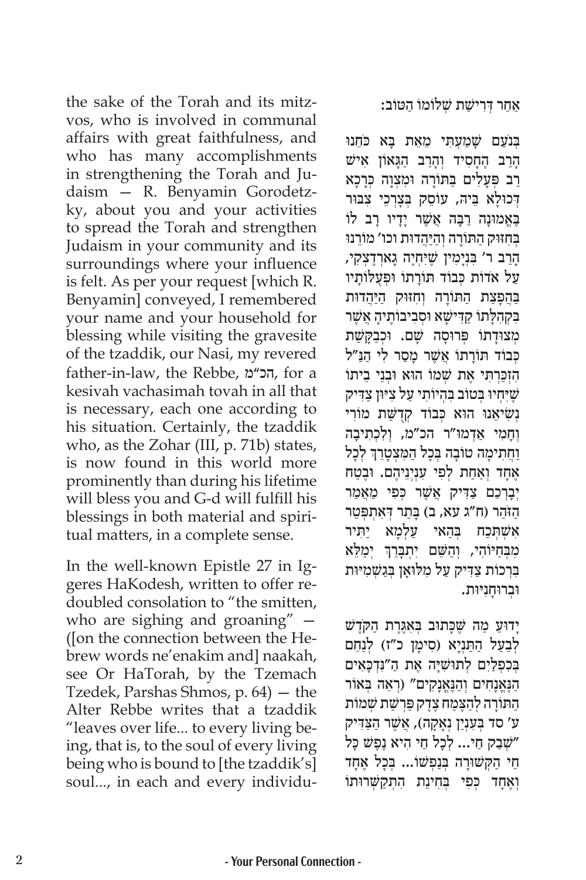the sake of the Torah and its mitzvos, who is involved in communal affairs with great faithfulness, and who has many accomplishments in strengthening the Torah and Judaism — R. Benyamin Gorodetzky, about you and your activities to spread the Torah and strengthen Judaism in your community and its surroundings where your influence is felt. As per your request [which R. Benyamin] conveyed, I remembered your name and your household for blessing while visiting the gravesite of the tzaddik, our Nasi, my revered father-in-law, the Rebbe, הכ"מ, for a kesivah vachasimah tovah in all that is necessary, each one according to his situation. Certainly, the tzaddik who, as the Zohar (III, p. 71b) states, is now found in this world more prominently than during his lifetime will bless you and G-d will fulfill his blessings in both material and spiritual matters, in a complete sense.

In the well-known Epistle 27 in Iggeres HaKodesh, written to offer redoubled consolation to "the smitten, who are sighing and groaning" — ([on the connection between the Hebrew words ne'enakim and] naakah, see Or HaTorah, by the Tzemach Tzedek, Parshas Shmos, p. 64) — the Alter Rebbe writes that a tzaddik "leaves over life... to every living being, that is, to the soul of every living being who is bound to [the tzaddik's] soul..., in each and every individu-

אַחַר דְּרִישַׁת שְׁלוֹמוֹ הַטּוֹב:

בְּנֹעַם שָׁמַעְתִּי מֵאֵת בָּא כֹּחֵנוּ הָרַב הֶחָסִיד וְהָרַב הַגָּאוֹן אִישׁ רַב פְּעָלִים בַּתּוֹרָה וּמִצְוָה כְּרַכָא דְכוּלָּא בֵּיהּ, עוֹסֵק בְּצָרְכֵי צִבּוּר בֶּאֱמוּנָה רַבָּה אֲשֶׁר יָדָיו רָב לוֹ בְּחִזּוּק הַתּוֹרָה וְהַיַּהֲדוּת וכו' מוֹרֵנוּ הָרַב ר' בִּנְיָמִין שֶׁיִּחְיֶה גָארְדֶצְקִי, עַל אֹדוֹת כְּבוֹד תּוֹרָתוֹ וּפְעֻלּוֹתָיו בַּהֲפָצַת הַתּוֹרָה וְחִזּוּק הַיַּהֲדוּת בִּקְהִלָּתוֹ קַדִּישָׁא וּסְבִיבוֹתֶיהָ אֲשֶׁר מְצוּדָתוֹ פְּרוּסָה שָׁם. וּכְבַקָּשַׁת כְּבוֹד תּוֹרָתוֹ אֲשֶׁר מָסַר לִי הַנַּ"ל הִזְכַּרְתִּי אֶת שְׁמוֹ הוּא וּבְנֵי בֵיתוֹ שֶׁיִּחְיוּ בְּטוֹב בִּהְיוֹתִי עַל צִיּוּן צַדִּיק נְשִׂיאֵנוּ הוּא כְּבוֹד קְדֻשַּׁת מוֹרִי וְחָמִי אַדְמוּ"ר הכ"מ, וְלִכְתִיבָה וַחֲתִימָה טוֹבָה בְּכָל הַמִּצְטָרֵךְ לְכָל אֶחָד וְאַחַת לְפִי עִנְיְנֵיהֶם. וּבֶטַח יְבָרְכֵם צַדִּיק אֲשֶׁר כְּפִי מַאֲמַר הַזֹּהַר (ח"ג עא, ב) בָּתַר דְּאִתְפְּטַר אִשְׁתְּכַח בְּהַאי עָלְמָא יַתִּיר מִבְּחַיּוֹהִי, וְהַשֵּׁם יִתְבָּרֵךְ יְמַלֵּא בִּרְכוֹת צַדִּיק עַל מִלּוּאָן בְּגַשְׁמִיּוּת וּבְרוּחָנִיּוּת.

יָדוּעַ מַה שֶּׁכָּתוּב בְּאִגֶּרֶת הַקֹּדֶשׁ לְבַעַל הַתַּנְיָא (סִימָן כ"ז) לְנַחֵם בְּכִפְלַיִם לְתוּשִׁיָּה אֶת הַ"נִּדְכָּאִים הַנֶּאֱנָחִים וְהַנֶּאֱנָקִים" (רְאֵה בְּאוֹר הַתּוֹרָה לְהַצֶּמַח צֶדֶק פָּרָשַׁת שְׁמוֹת ע' סד בְּעִנְיַן נְאָקָה), אֲשֶׁר הַצַּדִּיק "שְׁבַק חַי... לְכָל חַי הִיא נֶפֶשׁ כָּל חַי הַקְּשׁוּרָה בְּנַפְשׁוֹ... בְּכָל אֶחָד וְאֶחָד כְּפִי בְּחִינַת הִתְקַשְּׁרוּתוֹ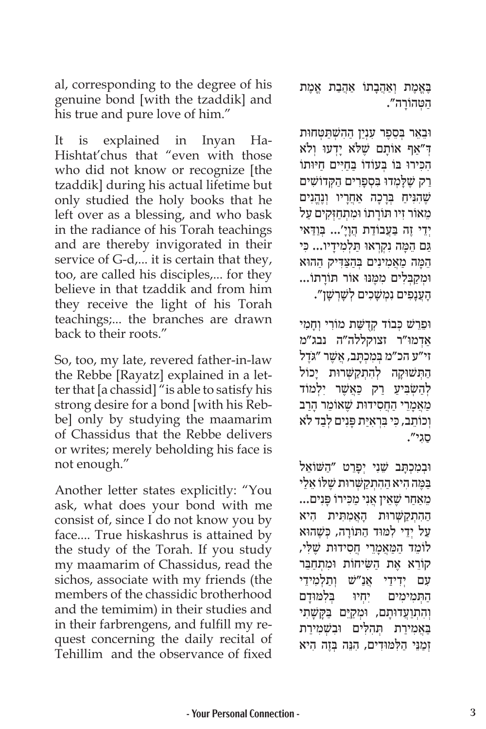al, corresponding to the degree of his genuine bond [with the tzaddik] and his true and pure love of him."

It is explained in Inyan Ha-Hishtat'chus that "even with those who did not know or recognize [the tzaddik] during his actual lifetime but only studied the holy books that he left over as a blessing, and who bask in the radiance of his Torah teachings and are thereby invigorated in their service of G-d,... it is certain that they, too, are called his disciples,... for they believe in that tzaddik and from him they receive the light of his Torah teachings;... the branches are drawn back to their roots."

So, too, my late, revered father-in-law the Rebbe [Rayatz] explained in a letter that [a chassid] "is able to satisfy his strong desire for a bond [with his Rebbe] only by studying the maamarim of Chassidus that the Rebbe delivers or writes; merely beholding his face is not enough."

Another letter states explicitly: "You ask, what does your bond with me consist of, since I do not know you by face.... True hiskashrus is attained by the study of the Torah. If you study my maamarim of Chassidus, read the sichos, associate with my friends (the members of the chassidic brotherhood and the temimim) in their studies and in their farbrengens, and fulfill my request concerning the daily recital of Tehillim and the observance of fixed

בֶּאֱמֶת וְאַהֲבָתוֹ אַהֲבַת אֱמֶת הַטְּהוֹרָה".

וּבֵאֵר בְּסֵפֶר עִנְיַן הַהִשְׁתַּטְּחוּת דְּ"אַף אוֹתָם שֶׁלֹּא יָדְעוּ וְלֹא הִכִּירוּ בוֹ בְּעוֹדוֹ בַּחַיִּים חַיּוּתוֹ רַק שֶׁלָּמְדוּ בִּסְפָרִים הַקְּדוֹשִׁים שֶׁהִנִּיחַ בְּרָכָה אַחֲרָיו וְנֶהֱנִים מֵאוֹר זִיו תּוֹרָתוֹ וּמִתְחַזְּקִים עַל יְדֵי זֶה בַּעֲבוֹדַת הֲוָיָ'... בְּוַדַּאי גַּם הֵמָּה נִקְרָאוּ תַּלְמִידָיו... כִּי הֵמָּה מַאֲמִינִים בְּהַצַּדִּיק הַהוּא וּמְקַבְּלִים מִמֶּנּוּ אוֹר תּוֹרָתוֹ... הָעֲנָפִים נִמְשָׁכִים לְשָׁרְשָׁן".

וּפֵרֵשׁ כְּבוֹד קְדֻשַּׁת מוֹרִי וְחָמִי אַדְמוּ"ר זצוקללה"ה נבג"מ זי"ע הכ"מ בְּמִכְתָּב, אֲשֶׁר "גֹּדֶל הַתְּשׁוּקָה לְהִתְקַשְּׁרוּת יָכוֹל לְהַשְׂבִּיעַ רַק כַּאֲשֶׁר יִלְמוֹד מַאֲמָרֵי הַחֲסִידוּת שֶׁאוֹמֵר הָרַב וְכוֹתֵב, כִּי בִּרְאִיַּת פָּנִים לְבַד לֹא סַגִּי".

וּבְמִכְתָּב שֵׁנִי יְפָרֵט "הַשּׁוֹאֵל בַּמֶּה הִיא הַהִתְקַשְּׁרוּת שֶׁלּוֹ אֵלַי מֵאַחַר שֶׁאֵין אֲנִי מַכִּירוֹ פָּנִים... הַהִתְקַשְּׁרוּת הָאֲמִתִּית הִיא עַל יְדֵי לִמּוּד הַתּוֹרָה, כְּשֶׁהוּא לוֹמֵד הַמַּאֲמָרֵי חֲסִידוּת שֶׁלִּי, קוֹרֵא אֶת הַשִּׂיחוֹת וּמִתְחַבֵּר עִם יְדִידֵי אַנַ"שׁ וְתַלְמִידֵי הַתְּמִימִים יְחִיו בְּלִמּוּדָם וְהִתְוַעֲדוּתָם, וּמְקַיֵּם בַּקָּשָׁתִי בַּאֲמִירַת תְּהִלִּים וּבִשְׁמִירַת זְמַנֵּי הַלִּמּוּדִים, הִנֵּה בָּזֶה הִיא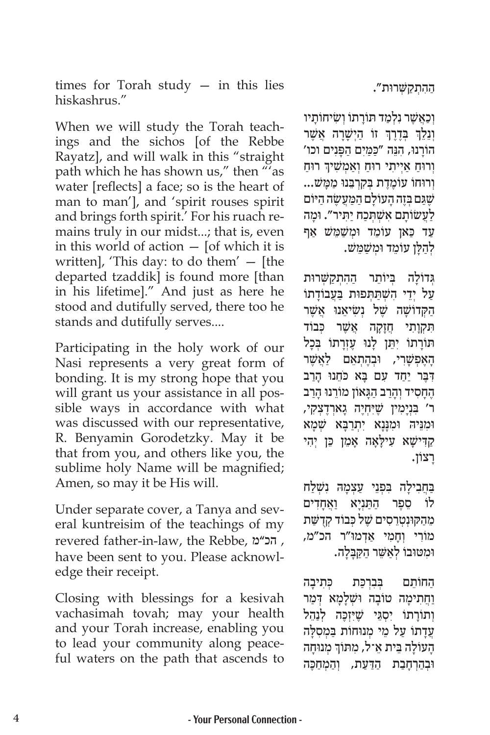times for Torah study — in this lies hiskashrus."

When we will study the Torah teachings and the sichos [of the Rebbe Rayatz], and will walk in this "straight path which he has shown us," then "'as water [reflects] a face; so is the heart of man to man'], and 'spirit rouses spirit and brings forth spirit.' For his ruach remains truly in our midst...; that is, even in this world of action — [of which it is written], 'This day: to do them' — [the departed tzaddik] is found more [than in his lifetime]." And just as here he stood and dutifully served, there too he stands and dutifully serves....

Participating in the holy work of our Nasi represents a very great form of bonding. It is my strong hope that you will grant us your assistance in all possible ways in accordance with what was discussed with our representative, R. Benyamin Gorodetzky. May it be that from you, and others like you, the sublime holy Name will be magnified; Amen, so may it be His will.

Under separate cover, a Tanya and several kuntreisim of the teachings of my revered father-in-law, the Rebbe, הכ"מ, have been sent to you. Please acknowledge their receipt.

Closing with blessings for a kesivah vachasimah tovah; may your health and your Torah increase, enabling you to lead your community along peaceful waters on the path that ascends to

הַהִתְקַשְּׁרוּת".

וְכַאֲשֶׁר נִלְמַד תּוֹרָתוֹ וְשִׂיחוֹתָיו וְנֵלֵךְ בְּדֶרֶךְ זוֹ הַיְשָׁרָה אֲשֶׁר הוֹרָנוּ, הִנֵּה "כַּמַּיִם הַפָּנִים וכו' וְרוּחַ אַיְיתִי רוּחַ וְאַמְשִׁיךְ רוּחַ וְרוּחוֹ עוֹמֶדֶת בְּקִרְבֵּנוּ מַמָּשׁ... שֶׁגַּם בְּזֶה הָעוֹלָם הַמַּעֲשֶׂה הַיּוֹם לַעֲשׂוֹתָם אִשְׁתְּכַח יַתִּיר". וּמָה עַד כַּאן עוֹמֵד וּמְשַׁמֵּשׁ אַף לְהַלָּן עוֹמֵד וּמְשַׁמֵּשׁ.

גְּדוֹלָה בְּיוֹתֵר הַהִתְקַשְּׁרוּת עַל יְדֵי הִשְׁתַּתְּפוּת בַּעֲבוֹדָתוֹ הַקְּדוֹשָׁה שֶׁל נְשִׂיאֵנוּ אֲשֶׁר תִּקְוָתִי חֲזָקָה אֲשֶׁר כְּבוֹד תּוֹרָתוֹ יִתֵּן לָנוּ עֶזְרָתוֹ בְּכָל הָאֶפְשָׁרִי, וּבְהֶתְאֵם לַאֲשֶׁר דִּבֵּר יַחַד עִם בָּא כֹּחֵנוּ הָרַב הֶחָסִיד וְהָרַב הַגָּאוֹן מוֹרֵנוּ הָרַב ר' בִּנְיָמִין שֶׁיִּחְיֶה גָארְדֶצְקִי, וּמִנֵּיהּ וּמִנְּנָא יִתְרַבָּא שְׁמָא קַדִּישָׁא עִילָּאָה אָמֵן כֵּן יְהִי רָצוֹן.

בַּחֲבִילָה בִּפְנֵי עַצְמָהּ נִשְׁלַח לוֹ סֵפֶר הַתַּנְיָא וַאֲחָדִים מֵהַקּוּנְטְרֵסִים שֶׁל כְּבוֹד קְדֻשַּׁת מוֹרִי וְחָמִי אַדְמוּ"ר הכ"מ, וּמְטוּבוֹ לְאַשֵּׁר הַקַּבָּלָה.

הַחוֹתֵם בְּבִרְכַּת כְּתִיבָה וַחֲתִימָה טוֹבָה וּשְׁלָמָא דְּמַר וְתוֹרָתוֹ יִסְגֵּי שֶׁיִּזְכֶּה לְנַהֵל עֲדָתוֹ עַל מֵי מְנוּחוֹת בַּמְסִלָּה הָעוֹלָה בֵּית אֵ־ל, מִתּוֹךְ מְנוּחָה וּבְהַרְחָבַת הַדַּעַת, וְהַמְחַכֶּה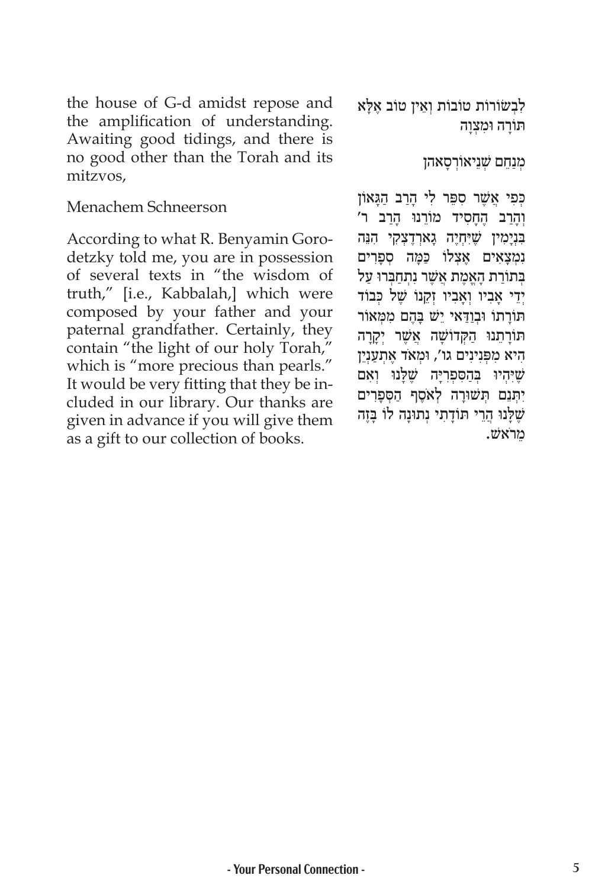the house of G-d amidst repose and the amplification of understanding. Awaiting good tidings, and there is no good other than the Torah and its mitzvos,

Menachem Schneerson

According to what R. Benyamin Gorodetzky told me, you are in possession of several texts in "the wisdom of truth," [i.e., Kabbalah,] which were composed by your father and your paternal grandfather. Certainly, they contain "the light of our holy Torah," which is "more precious than pearls." It would be very fitting that they be included in our library. Our thanks are given in advance if you will give them as a gift to our collection of books.

לִבְשׂוֹרוֹת טוֹבוֹת וְאֵין טוֹב אֶלָּא תּוֹרָה וּמִצְוָה

מְנַחֵם שְׁנֵיאוֹרְסָאהן

כְּפִי אֲשֶׁר סִפֵּר לִי הָרַב הַגָּאוֹן וְהָרַב הֶחָסִיד מוֹרֵנוּ הָרַב ר' בִּנְיָמִין שֶׁיִּחְיֶה גָארְדֶצְקִי הִנֵּה נִמְצָאִים אֶצְלוֹ כַּמָּה סְפָרִים בְּתוֹרַת הָאֱמֶת אֲשֶׁר נִתְחַבְּרוּ עַל יְדֵי אָבִיו וְאָבִיו זְקֵנוֹ שֶׁל כְּבוֹד תּוֹרָתוֹ וּבְוַדַּאי יֵשׁ בָּהֶם מִמְּאוֹר תּוֹרָתֵנוּ הַקְּדוֹשָׁה אֲשֶׁר יְקָרָה הִיא מִפְּנִינִים גו', וּמְאֹד אֶתְעַנְיֵן שֶׁיִּהְיוּ בְּהַסִּפְרִיָּה שֶׁלָּנוּ וְאִם יִתְּנֵם תְּשׁוּרָה לְאֹסֶף הַסְּפָרִים שֶׁלָּנוּ הֲרֵי תּוֹדָתִי נְתוּנָה לוֹ בָּזֶה מֵרֹאשׁ.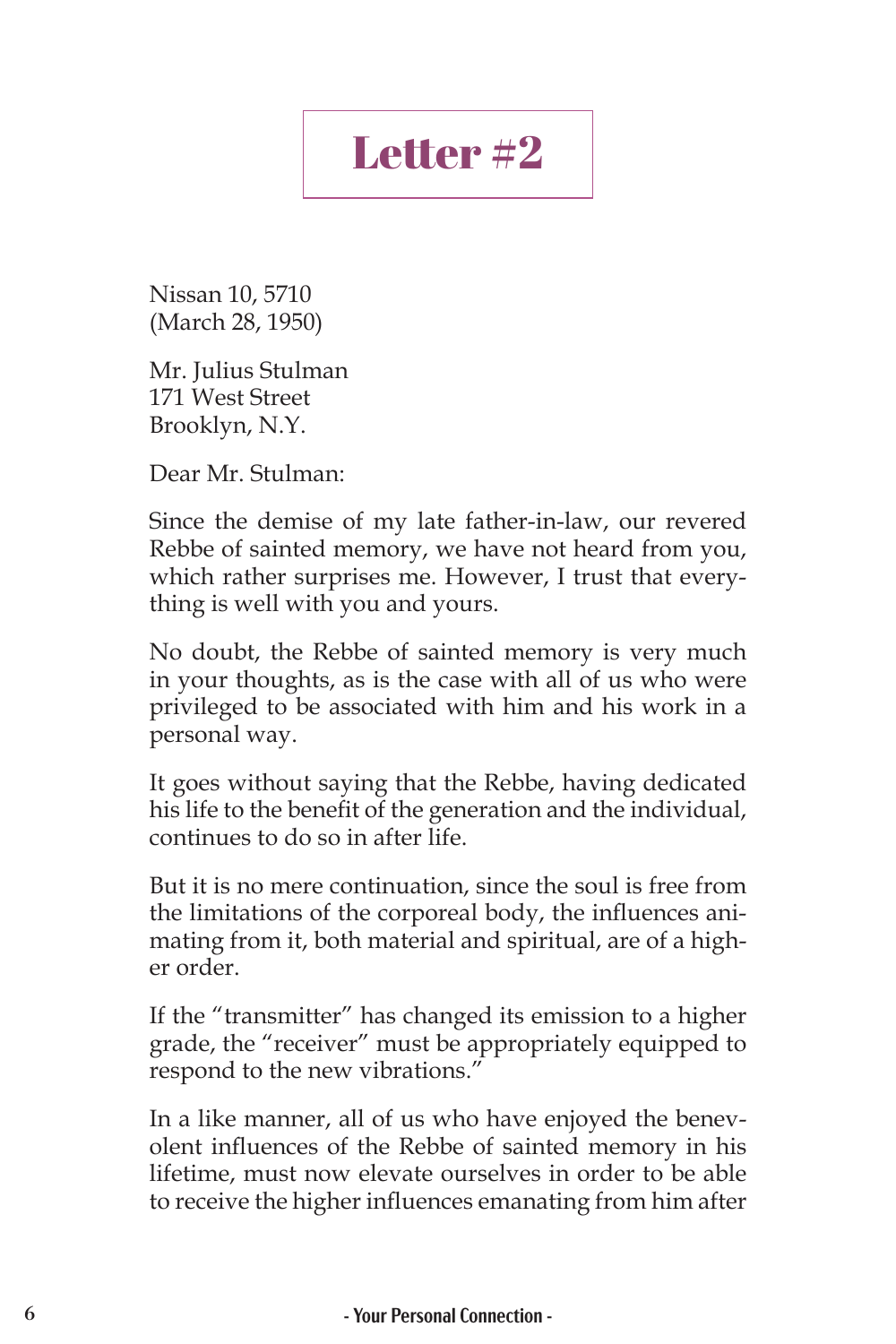# Letter #2

Nissan 10, 5710
(March 28, 1950)

Mr. Julius Stulman
171 West Street
Brooklyn, N.Y.

Dear Mr. Stulman:

Since the demise of my late father-in-law, our revered Rebbe of sainted memory, we have not heard from you, which rather surprises me. However, I trust that everything is well with you and yours.

No doubt, the Rebbe of sainted memory is very much in your thoughts, as is the case with all of us who were privileged to be associated with him and his work in a personal way.

It goes without saying that the Rebbe, having dedicated his life to the benefit of the generation and the individual, continues to do so in after life.

But it is no mere continuation, since the soul is free from the limitations of the corporeal body, the influences animating from it, both material and spiritual, are of a higher order.

If the "transmitter" has changed its emission to a higher grade, the "receiver" must be appropriately equipped to respond to the new vibrations."

In a like manner, all of us who have enjoyed the benevolent influences of the Rebbe of sainted memory in his lifetime, must now elevate ourselves in order to be able to receive the higher influences emanating from him after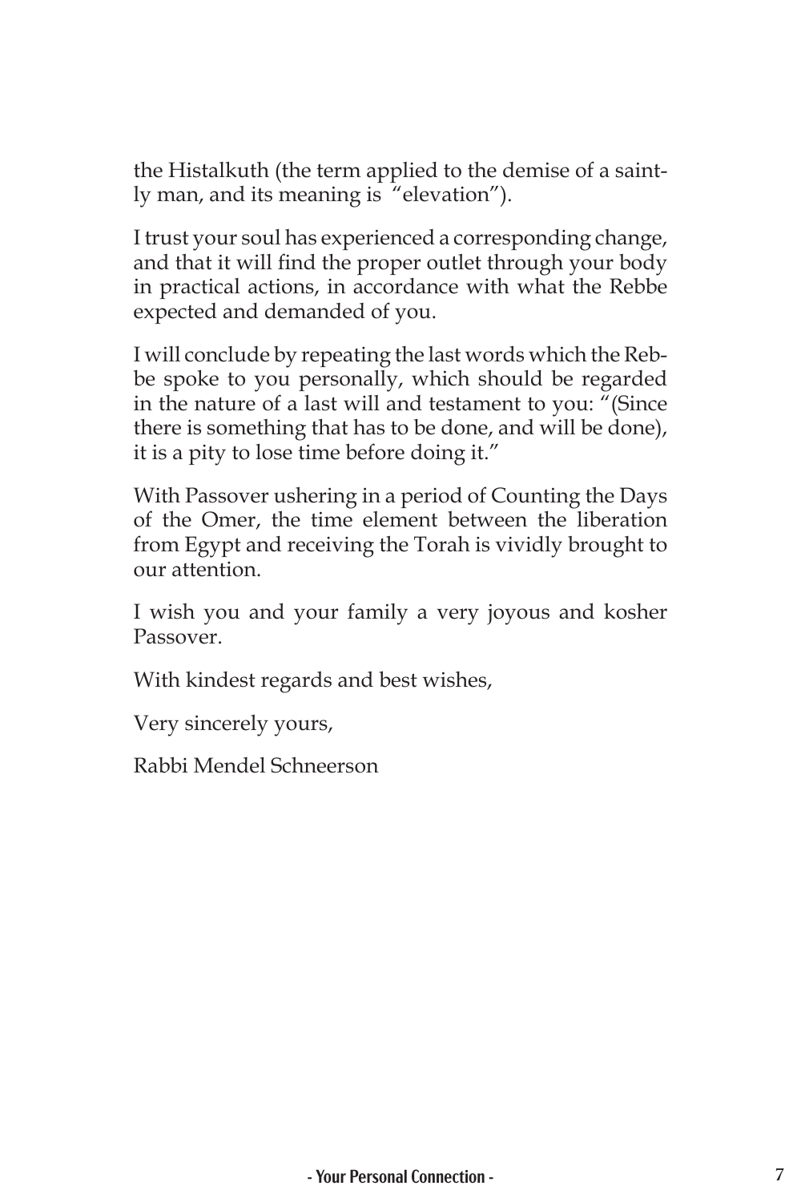the Histalkuth (the term applied to the demise of a saintly man, and its meaning is "elevation").

I trust your soul has experienced a corresponding change, and that it will find the proper outlet through your body in practical actions, in accordance with what the Rebbe expected and demanded of you.

I will conclude by repeating the last words which the Rebbe spoke to you personally, which should be regarded in the nature of a last will and testament to you: "(Since there is something that has to be done, and will be done), it is a pity to lose time before doing it."

With Passover ushering in a period of Counting the Days of the Omer, the time element between the liberation from Egypt and receiving the Torah is vividly brought to our attention.

I wish you and your family a very joyous and kosher Passover.

With kindest regards and best wishes,

Very sincerely yours,

Rabbi Mendel Schneerson